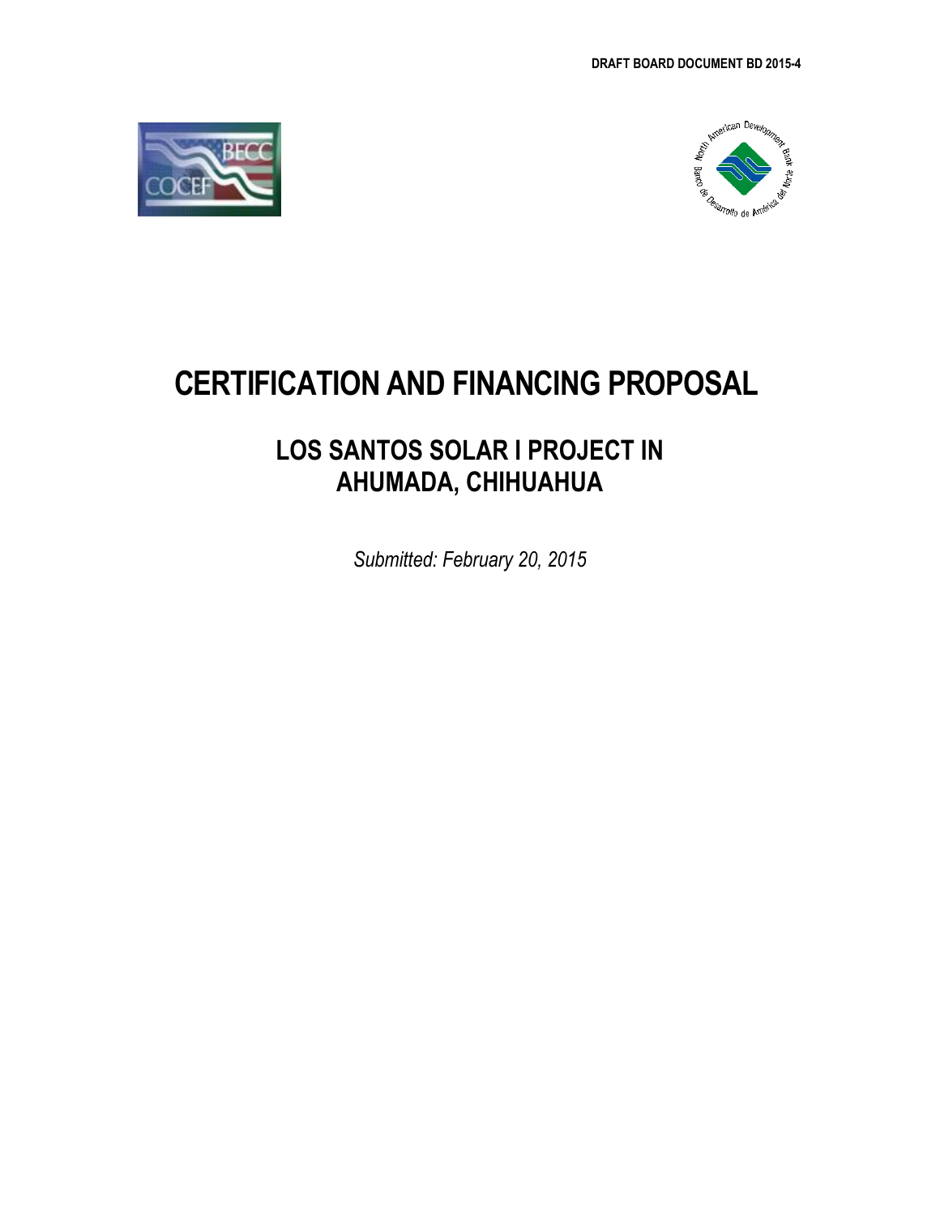DRAFT BOARD DOCUMENT BD 2015-4

# CERTIFICATION AND FINANCING PROPOSAL

## LOS SANTOS SOLAR I PROJECT IN AHUMADA, CHIHUAHUA

*Submitted: February 20, 2015*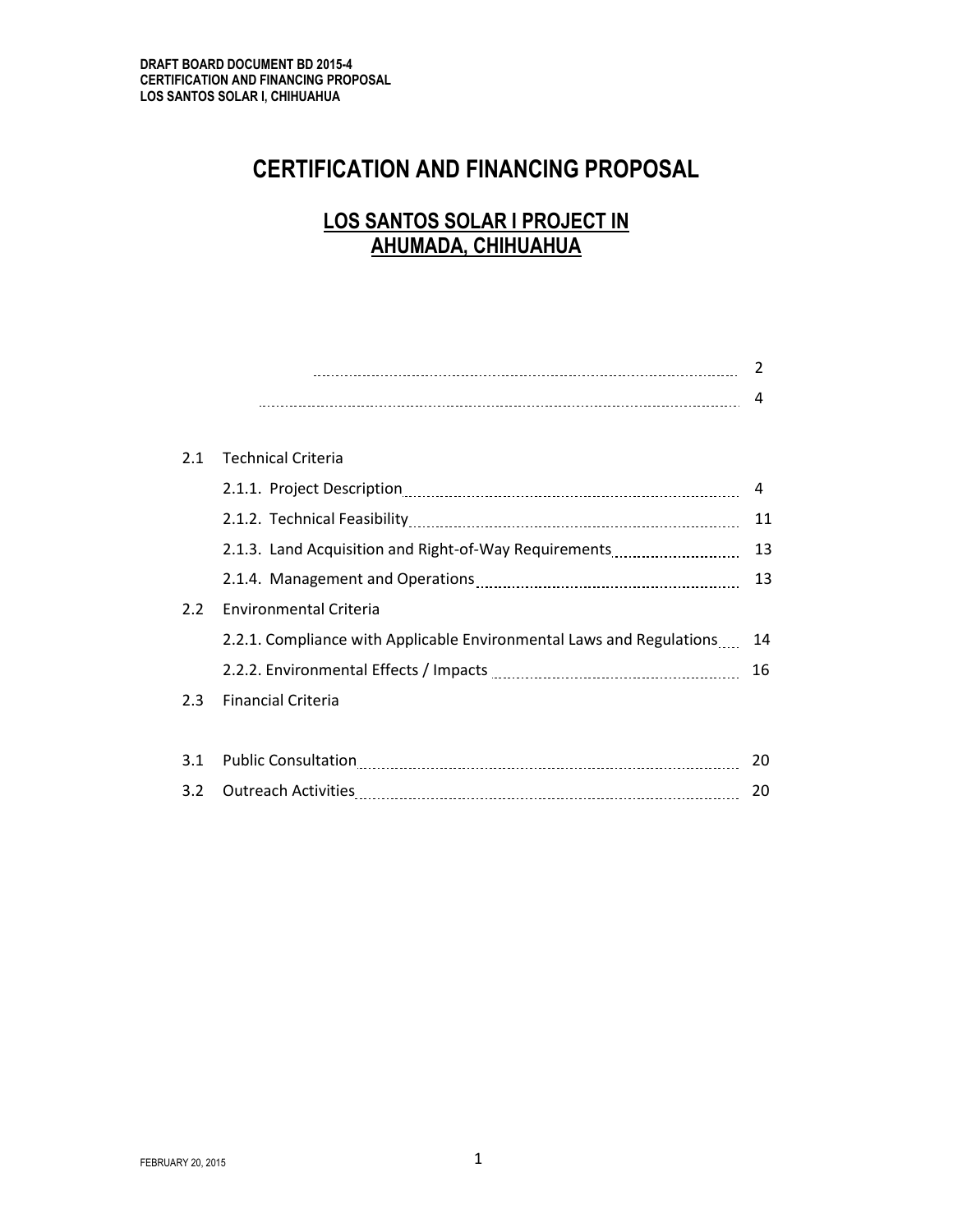# CERTIFICATION AND FINANCING PROPOSAL

## LOS SANTOS SOLAR I PROJECT IN AHUMADA, CHIHUAHUA

| | | |
|---|---|---|
| | | 2 |
| | | 4 |
| 2.1 | Technical Criteria | |
| | 2.1.1. Project Description | 4 |
| | 2.1.2. Technical Feasibility | 11 |
| | 2.1.3. Land Acquisition and Right-of-Way Requirements | 13 |
| | 2.1.4. Management and Operations | 13 |
| 2.2 | Environmental Criteria | |
| | 2.2.1. Compliance with Applicable Environmental Laws and Regulations | 14 |
| | 2.2.2. Environmental Effects / Impacts | 16 |
| 2.3 | Financial Criteria | |
| 3.1 | Public Consultation | 20 |
| 3.2 | Outreach Activities | 20 |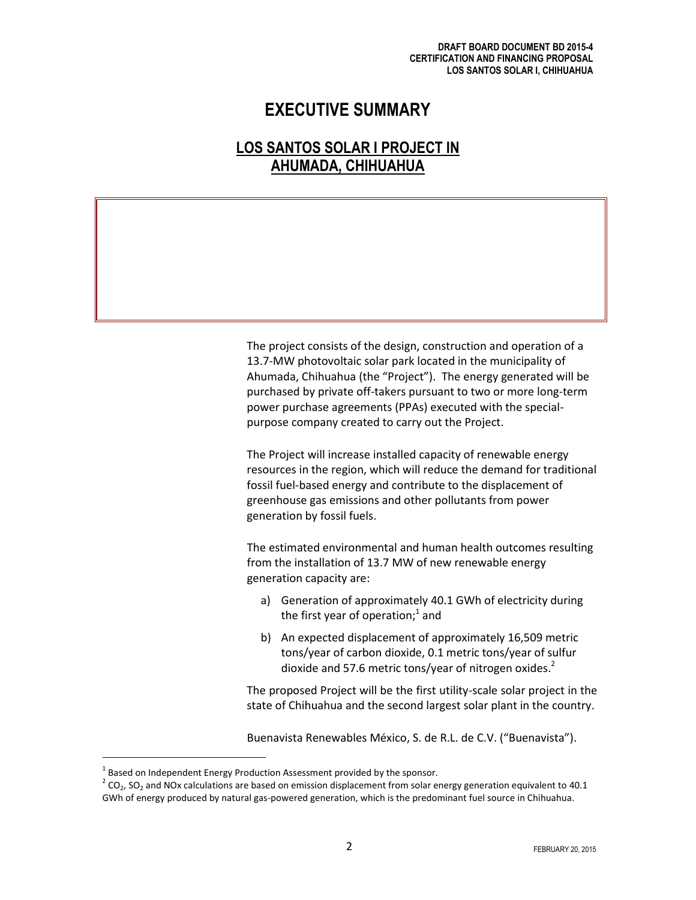# EXECUTIVE SUMMARY

## LOS SANTOS SOLAR I PROJECT IN AHUMADA, CHIHUAHUA

The project consists of the design, construction and operation of a 13.7-MW photovoltaic solar park located in the municipality of Ahumada, Chihuahua (the "Project"). The energy generated will be purchased by private off-takers pursuant to two or more long-term power purchase agreements (PPAs) executed with the special-purpose company created to carry out the Project.

The Project will increase installed capacity of renewable energy resources in the region, which will reduce the demand for traditional fossil fuel-based energy and contribute to the displacement of greenhouse gas emissions and other pollutants from power generation by fossil fuels.

The estimated environmental and human health outcomes resulting from the installation of 13.7 MW of new renewable energy generation capacity are:

a) Generation of approximately 40.1 GWh of electricity during the first year of operation;[1] and

b) An expected displacement of approximately 16,509 metric tons/year of carbon dioxide, 0.1 metric tons/year of sulfur dioxide and 57.6 metric tons/year of nitrogen oxides.[2]

The proposed Project will be the first utility-scale solar project in the state of Chihuahua and the second largest solar plant in the country.

Buenavista Renewables México, S. de R.L. de C.V. ("Buenavista").

---

[1] Based on Independent Energy Production Assessment provided by the sponsor.

[2] $CO_2$, $SO_2$ and NOx calculations are based on emission displacement from solar energy generation equivalent to 40.1 GWh of energy produced by natural gas-powered generation, which is the predominant fuel source in Chihuahua.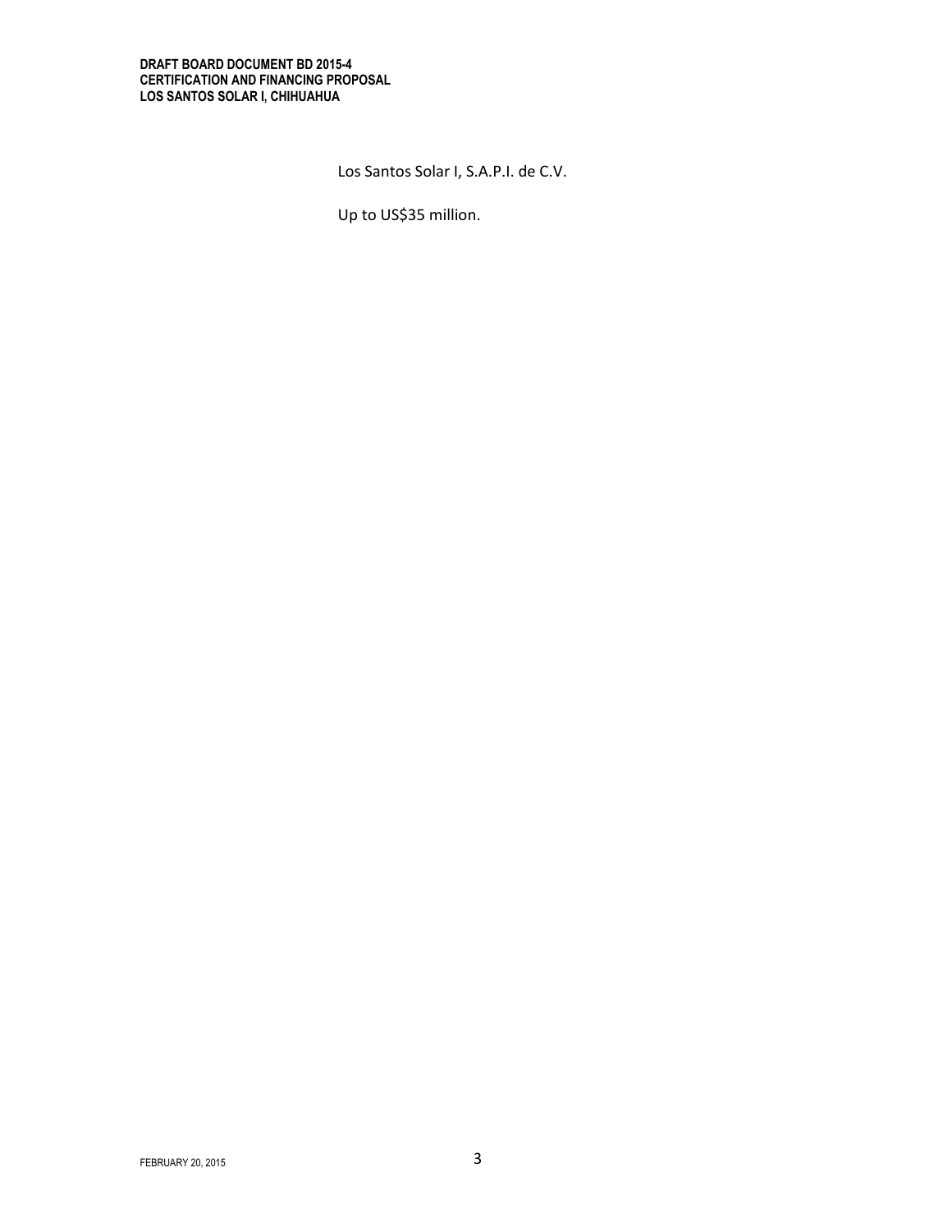Los Santos Solar I, S.A.P.I. de C.V.

Up to US$35 million.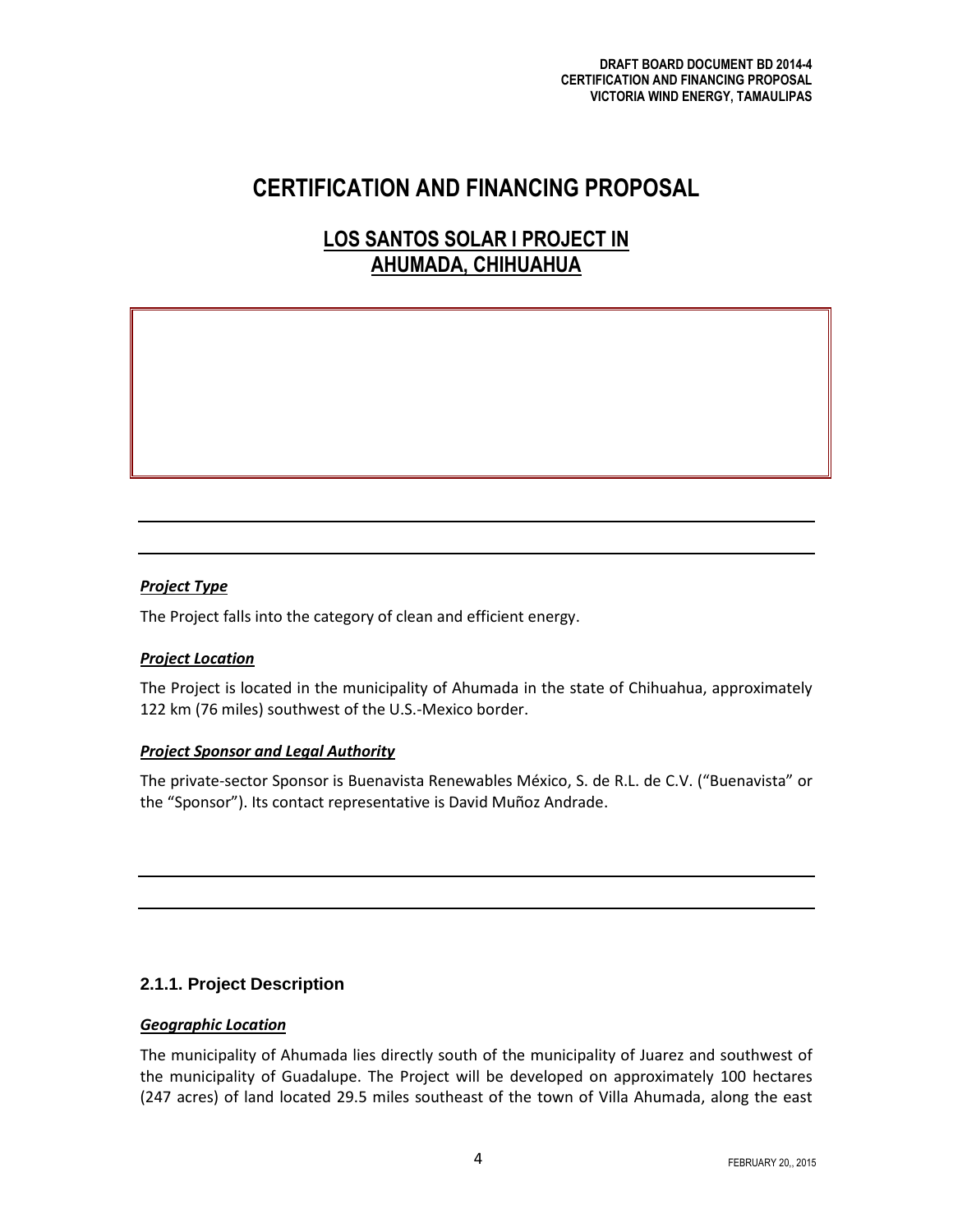# CERTIFICATION AND FINANCING PROPOSAL

## LOS SANTOS SOLAR I PROJECT IN AHUMADA, CHIHUAHUA

***Project Type***

The Project falls into the category of clean and efficient energy.

***Project Location***

The Project is located in the municipality of Ahumada in the state of Chihuahua, approximately 122 km (76 miles) southwest of the U.S.-Mexico border.

***Project Sponsor and Legal Authority***

The private-sector Sponsor is Buenavista Renewables México, S. de R.L. de C.V. ("Buenavista" or the "Sponsor"). Its contact representative is David Muñoz Andrade.

### 2.1.1. Project Description

***Geographic Location***

The municipality of Ahumada lies directly south of the municipality of Juarez and southwest of the municipality of Guadalupe. The Project will be developed on approximately 100 hectares (247 acres) of land located 29.5 miles southeast of the town of Villa Ahumada, along the east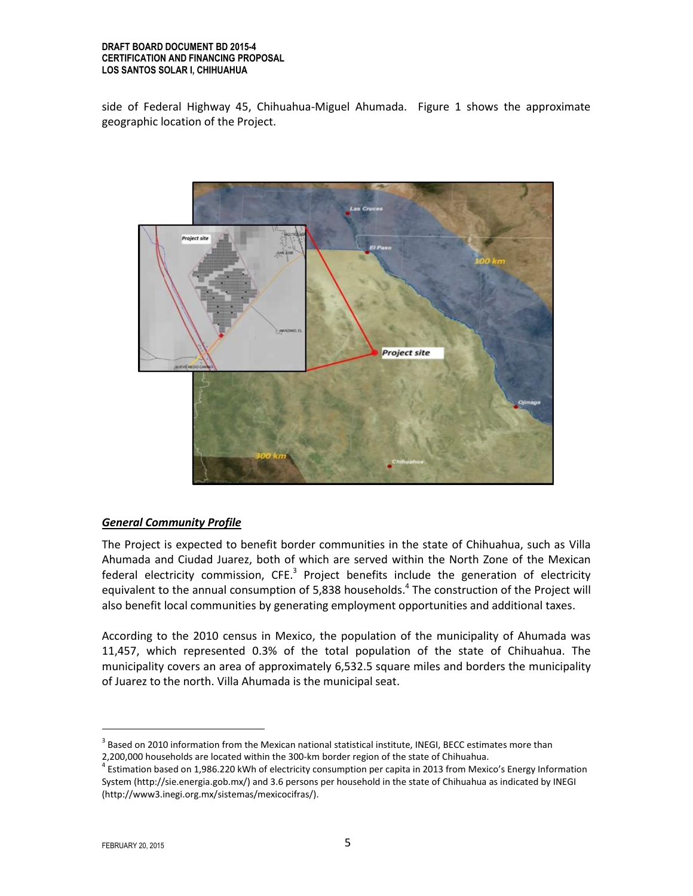side of Federal Highway 45, Chihuahua-Miguel Ahumada. Figure 1 shows the approximate geographic location of the Project.

Las Cruces
El Paso
100 km
Project site
Project site
Ojinaga
300 km
Chihuahua

***General Community Profile***

The Project is expected to benefit border communities in the state of Chihuahua, such as Villa Ahumada and Ciudad Juarez, both of which are served within the North Zone of the Mexican federal electricity commission, CFE.[3] Project benefits include the generation of electricity equivalent to the annual consumption of 5,838 households.[4] The construction of the Project will also benefit local communities by generating employment opportunities and additional taxes.

According to the 2010 census in Mexico, the population of the municipality of Ahumada was 11,457, which represented 0.3% of the total population of the state of Chihuahua. The municipality covers an area of approximately 6,532.5 square miles and borders the municipality of Juarez to the north. Villa Ahumada is the municipal seat.

---

[3] Based on 2010 information from the Mexican national statistical institute, INEGI, BECC estimates more than 2,200,000 households are located within the 300-km border region of the state of Chihuahua.

[4] Estimation based on 1,986.220 kWh of electricity consumption per capita in 2013 from Mexico's Energy Information System (http://sie.energia.gob.mx/) and 3.6 persons per household in the state of Chihuahua as indicated by INEGI (http://www3.inegi.org.mx/sistemas/mexicocifras/).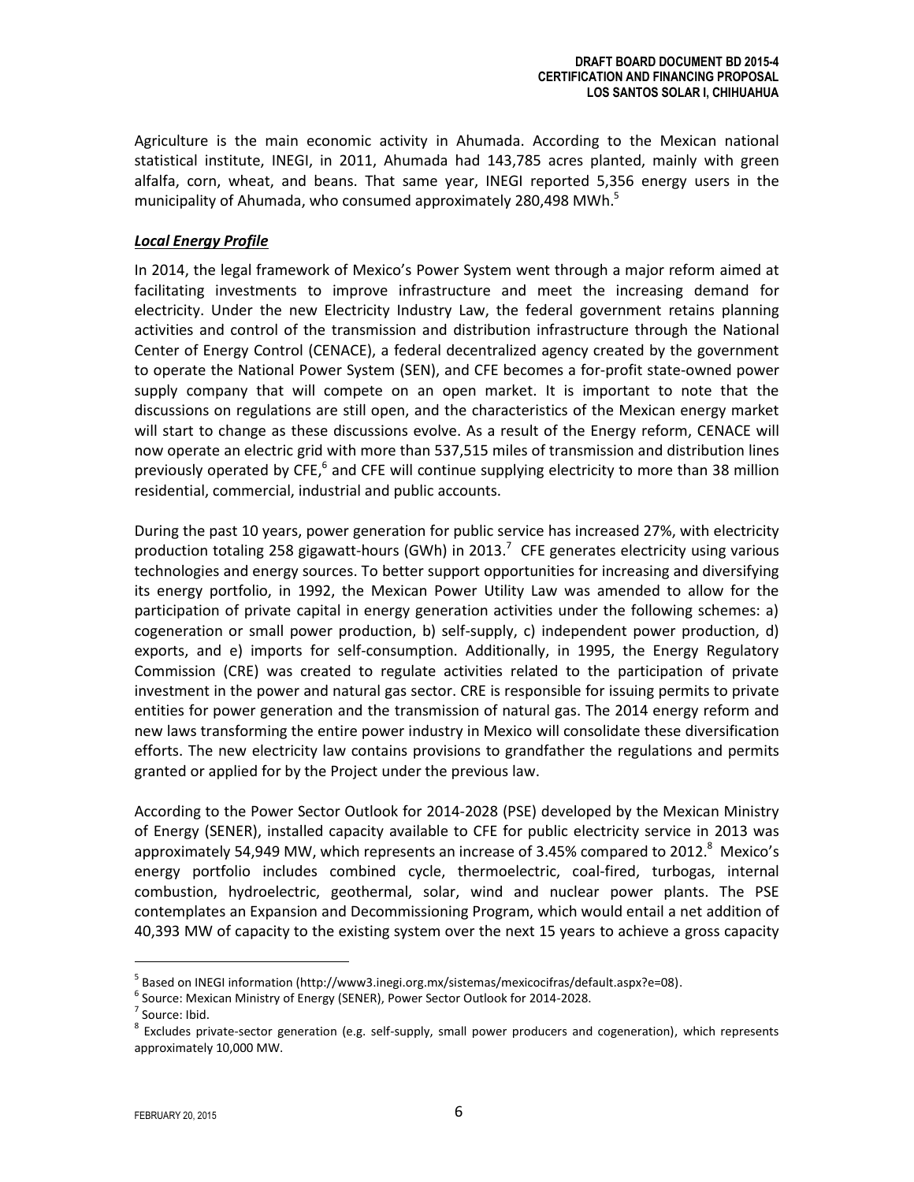Agriculture is the main economic activity in Ahumada. According to the Mexican national statistical institute, INEGI, in 2011, Ahumada had 143,785 acres planted, mainly with green alfalfa, corn, wheat, and beans. That same year, INEGI reported 5,356 energy users in the municipality of Ahumada, who consumed approximately 280,498 MWh.[5]

***Local Energy Profile***

In 2014, the legal framework of Mexico's Power System went through a major reform aimed at facilitating investments to improve infrastructure and meet the increasing demand for electricity. Under the new Electricity Industry Law, the federal government retains planning activities and control of the transmission and distribution infrastructure through the National Center of Energy Control (CENACE), a federal decentralized agency created by the government to operate the National Power System (SEN), and CFE becomes a for-profit state-owned power supply company that will compete on an open market. It is important to note that the discussions on regulations are still open, and the characteristics of the Mexican energy market will start to change as these discussions evolve. As a result of the Energy reform, CENACE will now operate an electric grid with more than 537,515 miles of transmission and distribution lines previously operated by CFE,[6] and CFE will continue supplying electricity to more than 38 million residential, commercial, industrial and public accounts.

During the past 10 years, power generation for public service has increased 27%, with electricity production totaling 258 gigawatt-hours (GWh) in 2013.[7] CFE generates electricity using various technologies and energy sources. To better support opportunities for increasing and diversifying its energy portfolio, in 1992, the Mexican Power Utility Law was amended to allow for the participation of private capital in energy generation activities under the following schemes: a) cogeneration or small power production, b) self-supply, c) independent power production, d) exports, and e) imports for self-consumption. Additionally, in 1995, the Energy Regulatory Commission (CRE) was created to regulate activities related to the participation of private investment in the power and natural gas sector. CRE is responsible for issuing permits to private entities for power generation and the transmission of natural gas. The 2014 energy reform and new laws transforming the entire power industry in Mexico will consolidate these diversification efforts. The new electricity law contains provisions to grandfather the regulations and permits granted or applied for by the Project under the previous law.

According to the Power Sector Outlook for 2014-2028 (PSE) developed by the Mexican Ministry of Energy (SENER), installed capacity available to CFE for public electricity service in 2013 was approximately 54,949 MW, which represents an increase of 3.45% compared to 2012.[8] Mexico's energy portfolio includes combined cycle, thermoelectric, coal-fired, turbogas, internal combustion, hydroelectric, geothermal, solar, wind and nuclear power plants. The PSE contemplates an Expansion and Decommissioning Program, which would entail a net addition of 40,393 MW of capacity to the existing system over the next 15 years to achieve a gross capacity

---

[5] Based on INEGI information (http://www3.inegi.org.mx/sistemas/mexicocifras/default.aspx?e=08).

[6] Source: Mexican Ministry of Energy (SENER), Power Sector Outlook for 2014-2028.

[7] Source: Ibid.

[8] Excludes private-sector generation (e.g. self-supply, small power producers and cogeneration), which represents approximately 10,000 MW.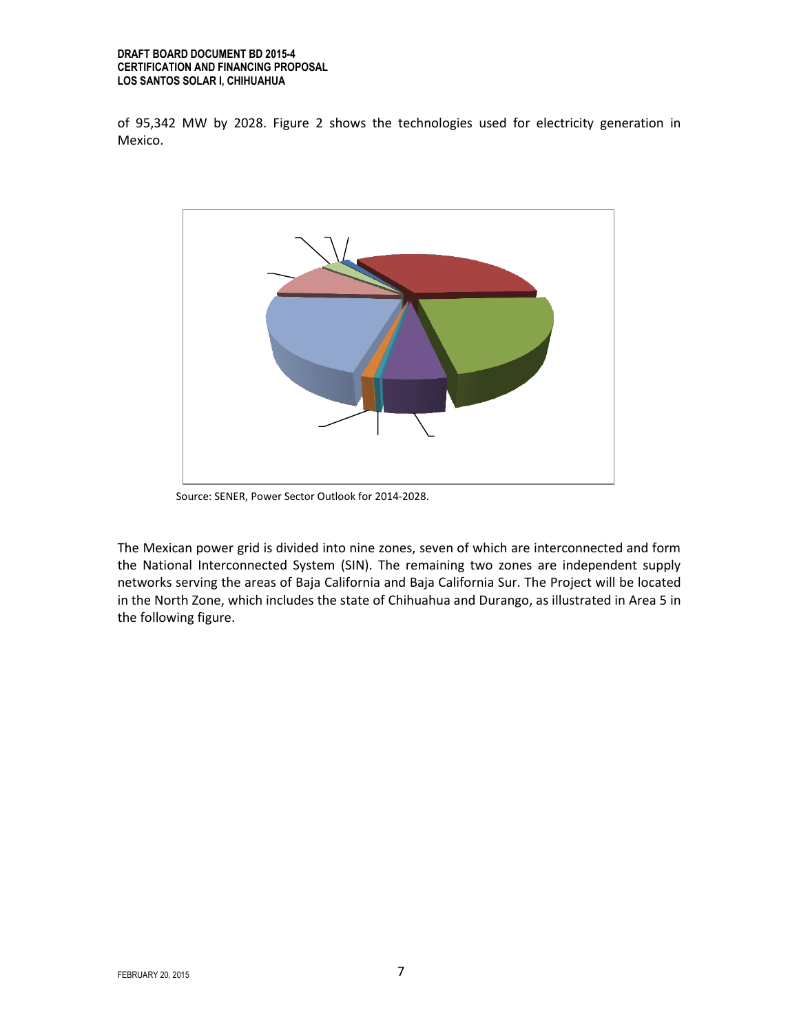of 95,342 MW by 2028. Figure 2 shows the technologies used for electricity generation in Mexico.

Source: SENER, Power Sector Outlook for 2014-2028.

The Mexican power grid is divided into nine zones, seven of which are interconnected and form the National Interconnected System (SIN). The remaining two zones are independent supply networks serving the areas of Baja California and Baja California Sur. The Project will be located in the North Zone, which includes the state of Chihuahua and Durango, as illustrated in Area 5 in the following figure.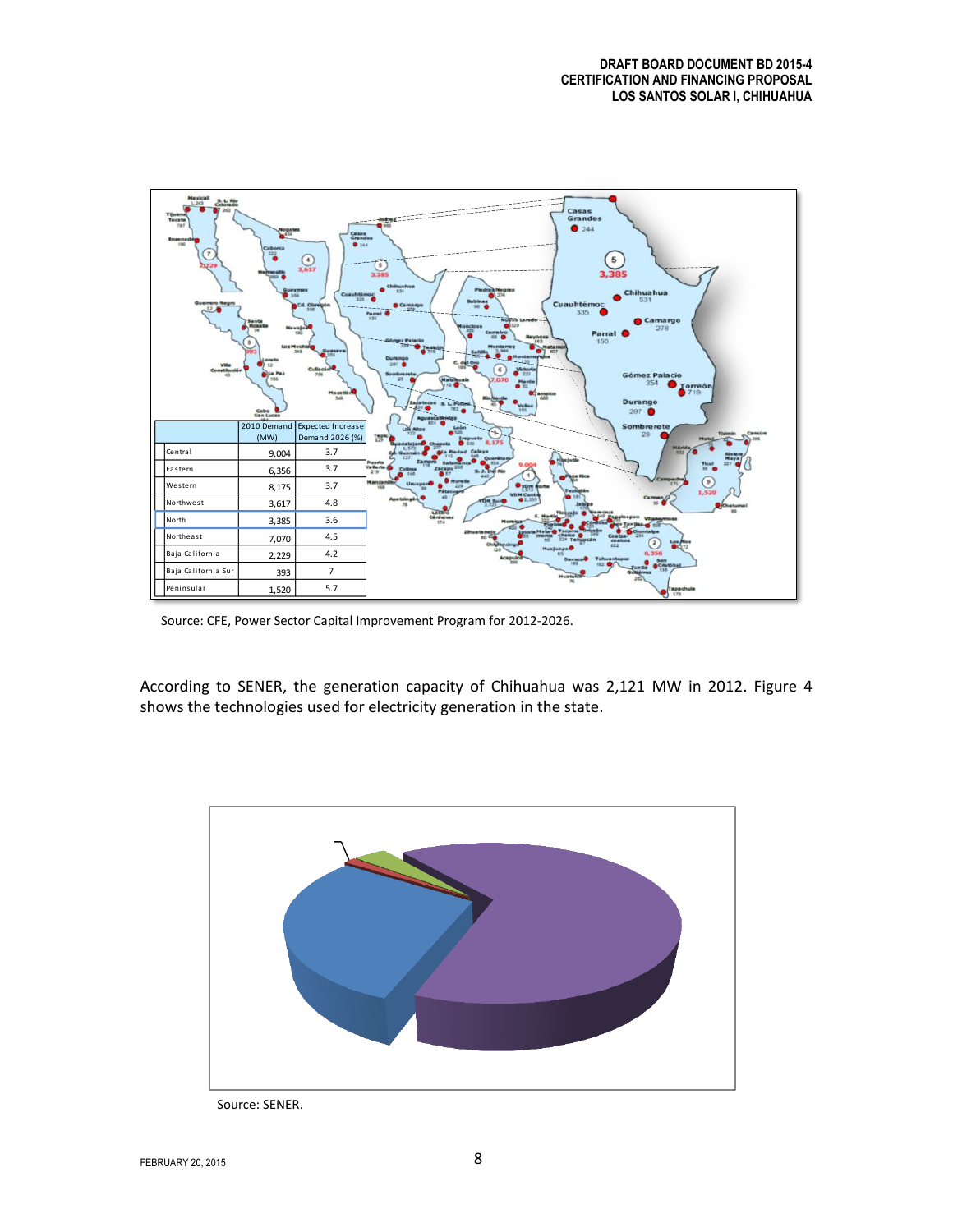| | 2010 Demand (MW) | Expected Increase Demand 2026 (%) |
|---|---|---|
| Central | 9,004 | 3.7 |
| Eastern | 6,356 | 3.7 |
| Western | 8,175 | 3.7 |
| Northwest | 3,617 | 4.8 |
| North | 3,385 | 3.6 |
| Northeast | 7,070 | 4.5 |
| Baja California | 2,229 | 4.2 |
| Baja California Sur | 393 | 7 |
| Peninsular | 1,520 | 5.7 |

Source: CFE, Power Sector Capital Improvement Program for 2012-2026.

According to SENER, the generation capacity of Chihuahua was 2,121 MW in 2012. Figure 4 shows the technologies used for electricity generation in the state.

Source: SENER.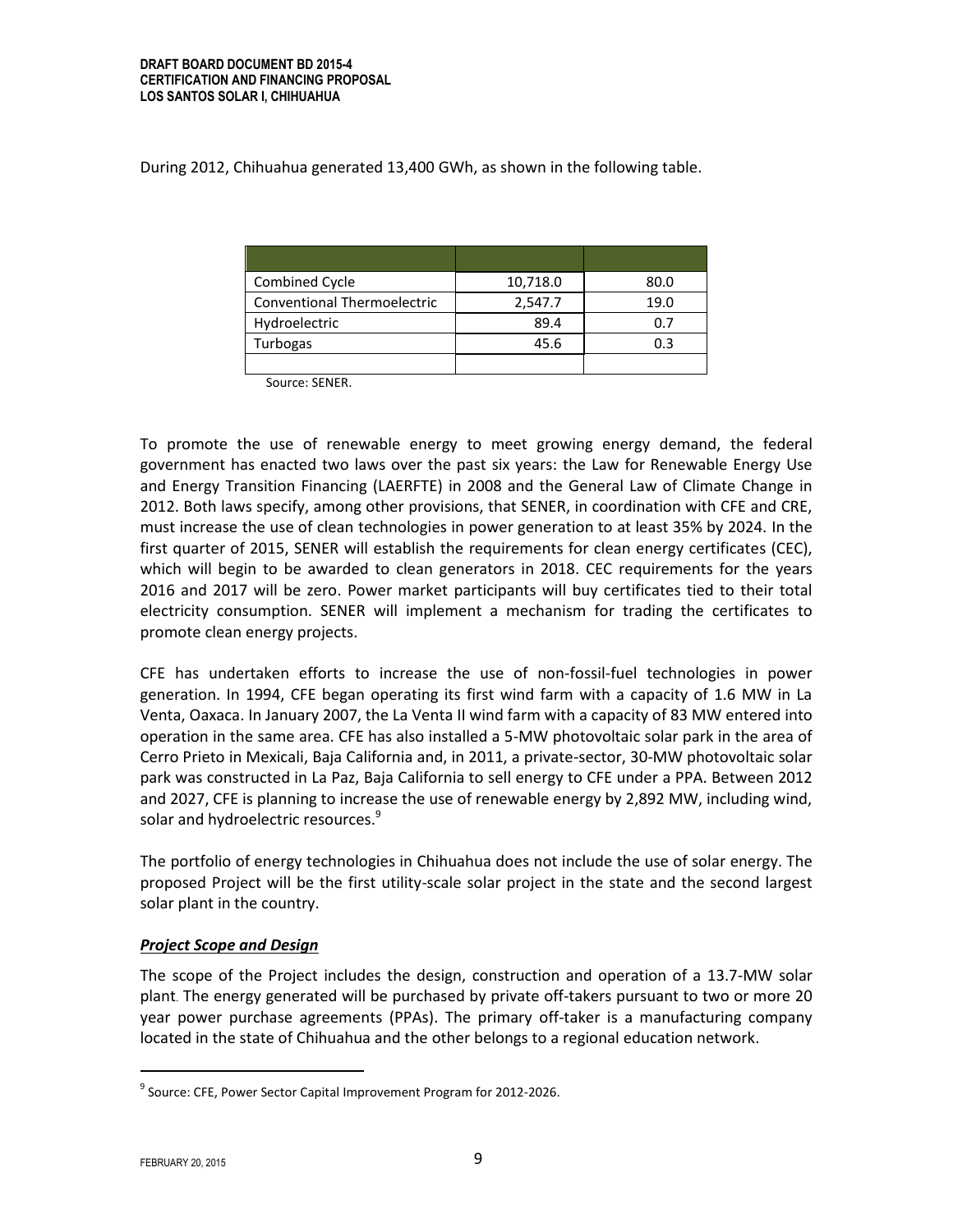During 2012, Chihuahua generated 13,400 GWh, as shown in the following table.

| | | |
|---|---|---|
| Combined Cycle | 10,718.0 | 80.0 |
| Conventional Thermoelectric | 2,547.7 | 19.0 |
| Hydroelectric | 89.4 | 0.7 |
| Turbogas | 45.6 | 0.3 |
| | | |

Source: SENER.

To promote the use of renewable energy to meet growing energy demand, the federal government has enacted two laws over the past six years: the Law for Renewable Energy Use and Energy Transition Financing (LAERFTE) in 2008 and the General Law of Climate Change in 2012. Both laws specify, among other provisions, that SENER, in coordination with CFE and CRE, must increase the use of clean technologies in power generation to at least 35% by 2024. In the first quarter of 2015, SENER will establish the requirements for clean energy certificates (CEC), which will begin to be awarded to clean generators in 2018. CEC requirements for the years 2016 and 2017 will be zero. Power market participants will buy certificates tied to their total electricity consumption. SENER will implement a mechanism for trading the certificates to promote clean energy projects.

CFE has undertaken efforts to increase the use of non-fossil-fuel technologies in power generation. In 1994, CFE began operating its first wind farm with a capacity of 1.6 MW in La Venta, Oaxaca. In January 2007, the La Venta II wind farm with a capacity of 83 MW entered into operation in the same area. CFE has also installed a 5-MW photovoltaic solar park in the area of Cerro Prieto in Mexicali, Baja California and, in 2011, a private-sector, 30-MW photovoltaic solar park was constructed in La Paz, Baja California to sell energy to CFE under a PPA. Between 2012 and 2027, CFE is planning to increase the use of renewable energy by 2,892 MW, including wind, solar and hydroelectric resources.[9]

The portfolio of energy technologies in Chihuahua does not include the use of solar energy. The proposed Project will be the first utility-scale solar project in the state and the second largest solar plant in the country.

***Project Scope and Design***

The scope of the Project includes the design, construction and operation of a 13.7-MW solar plant. The energy generated will be purchased by private off-takers pursuant to two or more 20 year power purchase agreements (PPAs). The primary off-taker is a manufacturing company located in the state of Chihuahua and the other belongs to a regional education network.

[9] Source: CFE, Power Sector Capital Improvement Program for 2012-2026.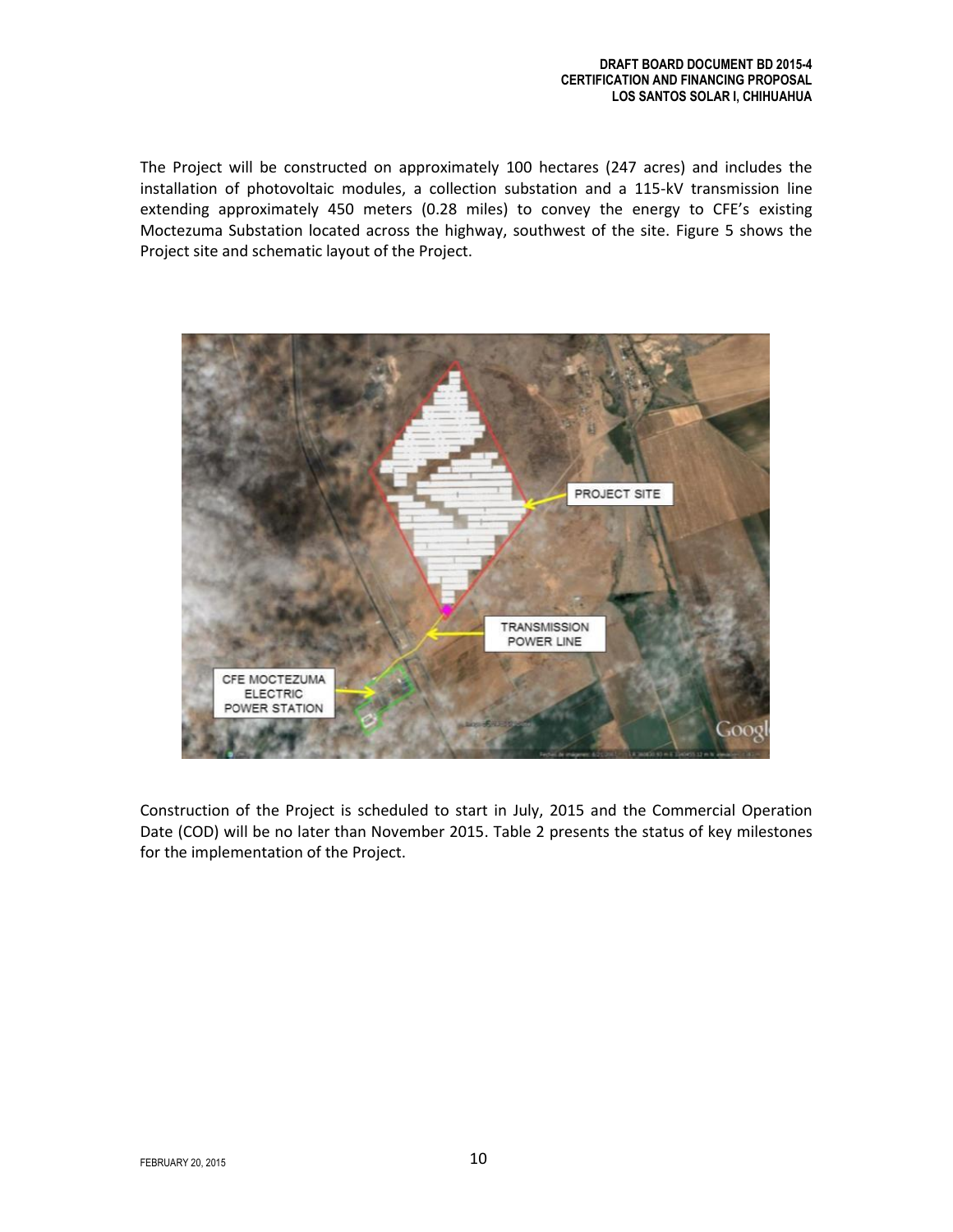The Project will be constructed on approximately 100 hectares (247 acres) and includes the installation of photovoltaic modules, a collection substation and a 115-kV transmission line extending approximately 450 meters (0.28 miles) to convey the energy to CFE's existing Moctezuma Substation located across the highway, southwest of the site. Figure 5 shows the Project site and schematic layout of the Project.

PROJECT SITE

TRANSMISSION POWER LINE

CFE MOCTEZUMA ELECTRIC POWER STATION

Construction of the Project is scheduled to start in July, 2015 and the Commercial Operation Date (COD) will be no later than November 2015. Table 2 presents the status of key milestones for the implementation of the Project.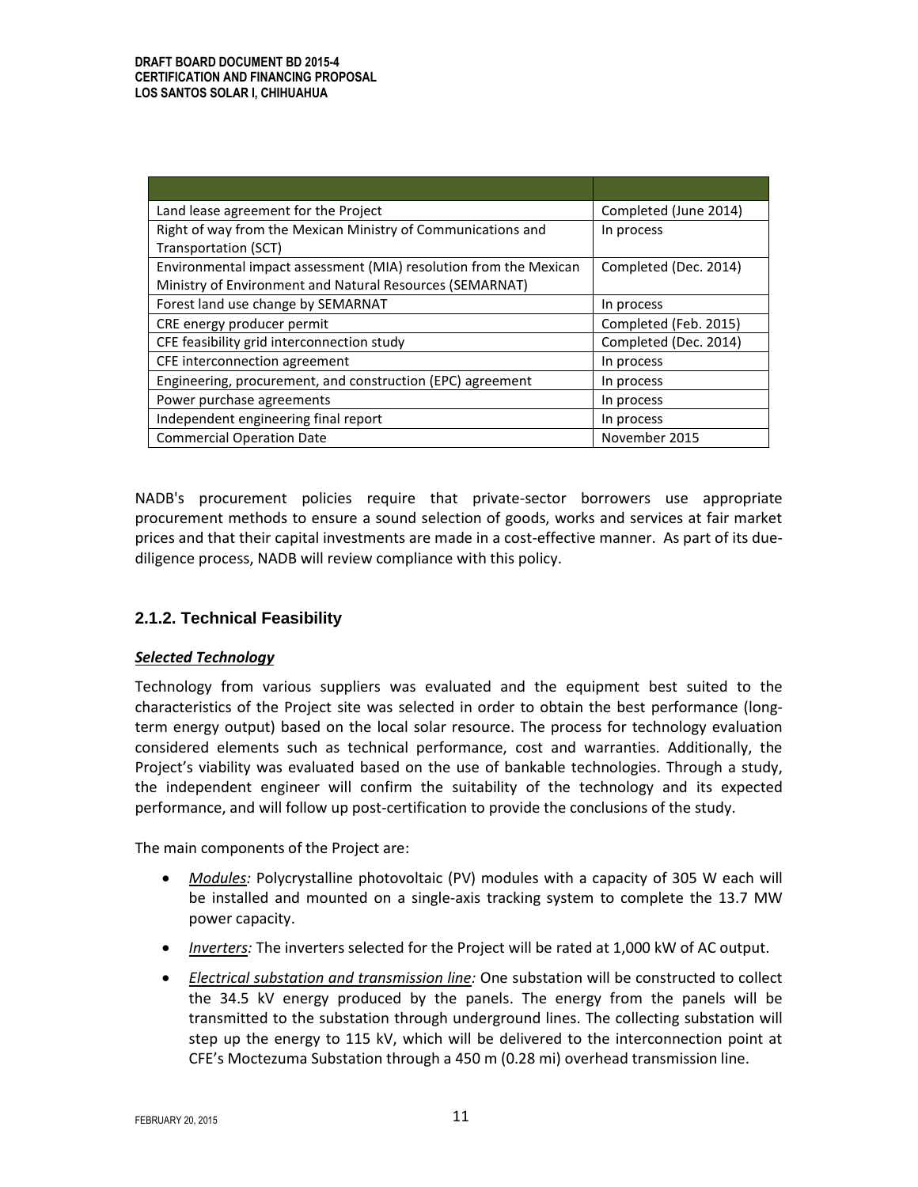| | |
|---|---|
| Land lease agreement for the Project | Completed (June 2014) |
| Right of way from the Mexican Ministry of Communications and Transportation (SCT) | In process |
| Environmental impact assessment (MIA) resolution from the Mexican Ministry of Environment and Natural Resources (SEMARNAT) | Completed (Dec. 2014) |
| Forest land use change by SEMARNAT | In process |
| CRE energy producer permit | Completed (Feb. 2015) |
| CFE feasibility grid interconnection study | Completed (Dec. 2014) |
| CFE interconnection agreement | In process |
| Engineering, procurement, and construction (EPC) agreement | In process |
| Power purchase agreements | In process |
| Independent engineering final report | In process |
| Commercial Operation Date | November 2015 |

NADB's procurement policies require that private-sector borrowers use appropriate procurement methods to ensure a sound selection of goods, works and services at fair market prices and that their capital investments are made in a cost-effective manner. As part of its due-diligence process, NADB will review compliance with this policy.

### 2.1.2. Technical Feasibility

***Selected Technology***

Technology from various suppliers was evaluated and the equipment best suited to the characteristics of the Project site was selected in order to obtain the best performance (long-term energy output) based on the local solar resource. The process for technology evaluation considered elements such as technical performance, cost and warranties. Additionally, the Project's viability was evaluated based on the use of bankable technologies. Through a study, the independent engineer will confirm the suitability of the technology and its expected performance, and will follow up post-certification to provide the conclusions of the study.

The main components of the Project are:

- *Modules:* Polycrystalline photovoltaic (PV) modules with a capacity of 305 W each will be installed and mounted on a single-axis tracking system to complete the 13.7 MW power capacity.
- *Inverters:* The inverters selected for the Project will be rated at 1,000 kW of AC output.
- *Electrical substation and transmission line:* One substation will be constructed to collect the 34.5 kV energy produced by the panels. The energy from the panels will be transmitted to the substation through underground lines. The collecting substation will step up the energy to 115 kV, which will be delivered to the interconnection point at CFE's Moctezuma Substation through a 450 m (0.28 mi) overhead transmission line.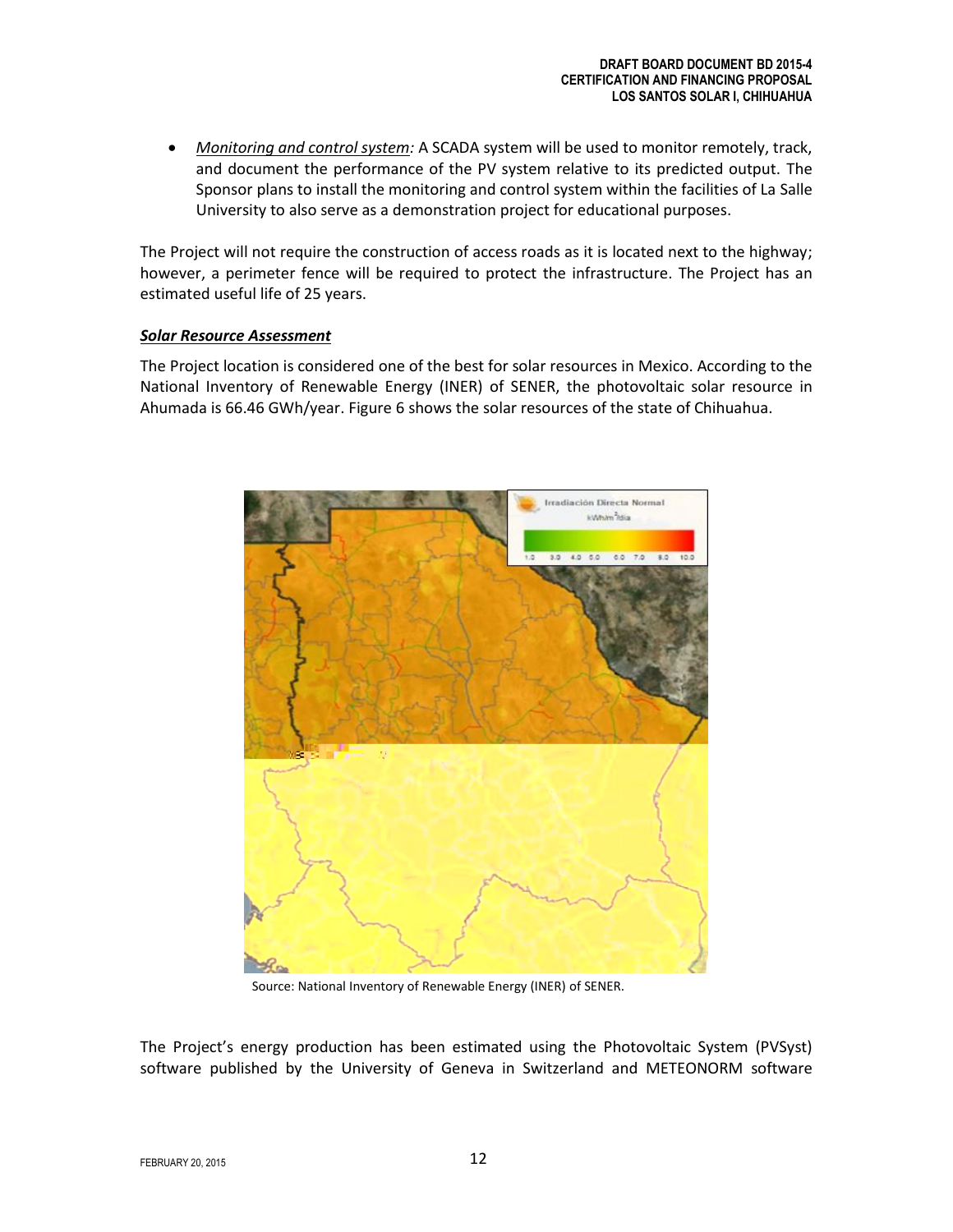- *Monitoring and control system:* A SCADA system will be used to monitor remotely, track, and document the performance of the PV system relative to its predicted output. The Sponsor plans to install the monitoring and control system within the facilities of La Salle University to also serve as a demonstration project for educational purposes.

The Project will not require the construction of access roads as it is located next to the highway; however, a perimeter fence will be required to protect the infrastructure. The Project has an estimated useful life of 25 years.

### ***Solar Resource Assessment***

The Project location is considered one of the best for solar resources in Mexico. According to the National Inventory of Renewable Energy (INER) of SENER, the photovoltaic solar resource in Ahumada is 66.46 GWh/year. Figure 6 shows the solar resources of the state of Chihuahua.

Irradiación Directa Normal
kWh/m²/día
1.0 3.0 4.0 5.0 6.0 7.0 8.0 10.0

Source: National Inventory of Renewable Energy (INER) of SENER.

The Project's energy production has been estimated using the Photovoltaic System (PVSyst) software published by the University of Geneva in Switzerland and METEONORM software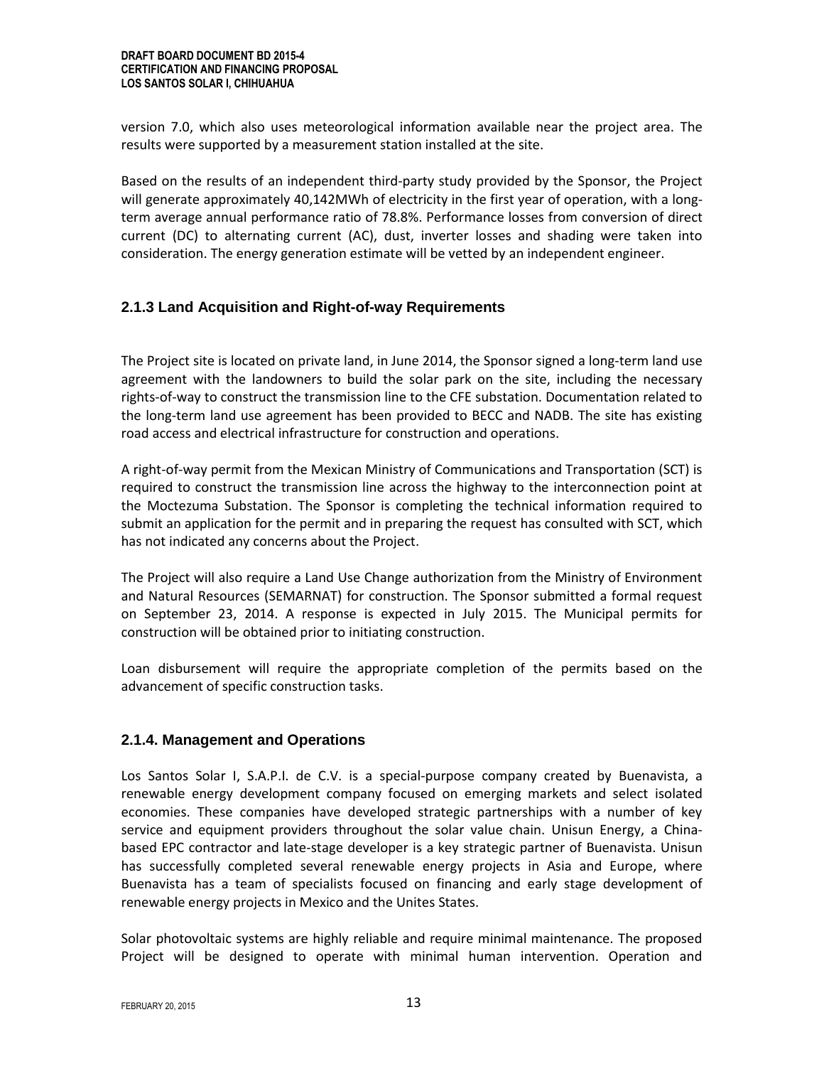version 7.0, which also uses meteorological information available near the project area. The results were supported by a measurement station installed at the site.

Based on the results of an independent third-party study provided by the Sponsor, the Project will generate approximately 40,142MWh of electricity in the first year of operation, with a long-term average annual performance ratio of 78.8%. Performance losses from conversion of direct current (DC) to alternating current (AC), dust, inverter losses and shading were taken into consideration. The energy generation estimate will be vetted by an independent engineer.

### 2.1.3 Land Acquisition and Right-of-way Requirements

The Project site is located on private land, in June 2014, the Sponsor signed a long-term land use agreement with the landowners to build the solar park on the site, including the necessary rights-of-way to construct the transmission line to the CFE substation. Documentation related to the long-term land use agreement has been provided to BECC and NADB. The site has existing road access and electrical infrastructure for construction and operations.

A right-of-way permit from the Mexican Ministry of Communications and Transportation (SCT) is required to construct the transmission line across the highway to the interconnection point at the Moctezuma Substation. The Sponsor is completing the technical information required to submit an application for the permit and in preparing the request has consulted with SCT, which has not indicated any concerns about the Project.

The Project will also require a Land Use Change authorization from the Ministry of Environment and Natural Resources (SEMARNAT) for construction. The Sponsor submitted a formal request on September 23, 2014. A response is expected in July 2015. The Municipal permits for construction will be obtained prior to initiating construction.

Loan disbursement will require the appropriate completion of the permits based on the advancement of specific construction tasks.

### 2.1.4. Management and Operations

Los Santos Solar I, S.A.P.I. de C.V. is a special-purpose company created by Buenavista, a renewable energy development company focused on emerging markets and select isolated economies. These companies have developed strategic partnerships with a number of key service and equipment providers throughout the solar value chain. Unisun Energy, a China-based EPC contractor and late-stage developer is a key strategic partner of Buenavista. Unisun has successfully completed several renewable energy projects in Asia and Europe, where Buenavista has a team of specialists focused on financing and early stage development of renewable energy projects in Mexico and the Unites States.

Solar photovoltaic systems are highly reliable and require minimal maintenance. The proposed Project will be designed to operate with minimal human intervention. Operation and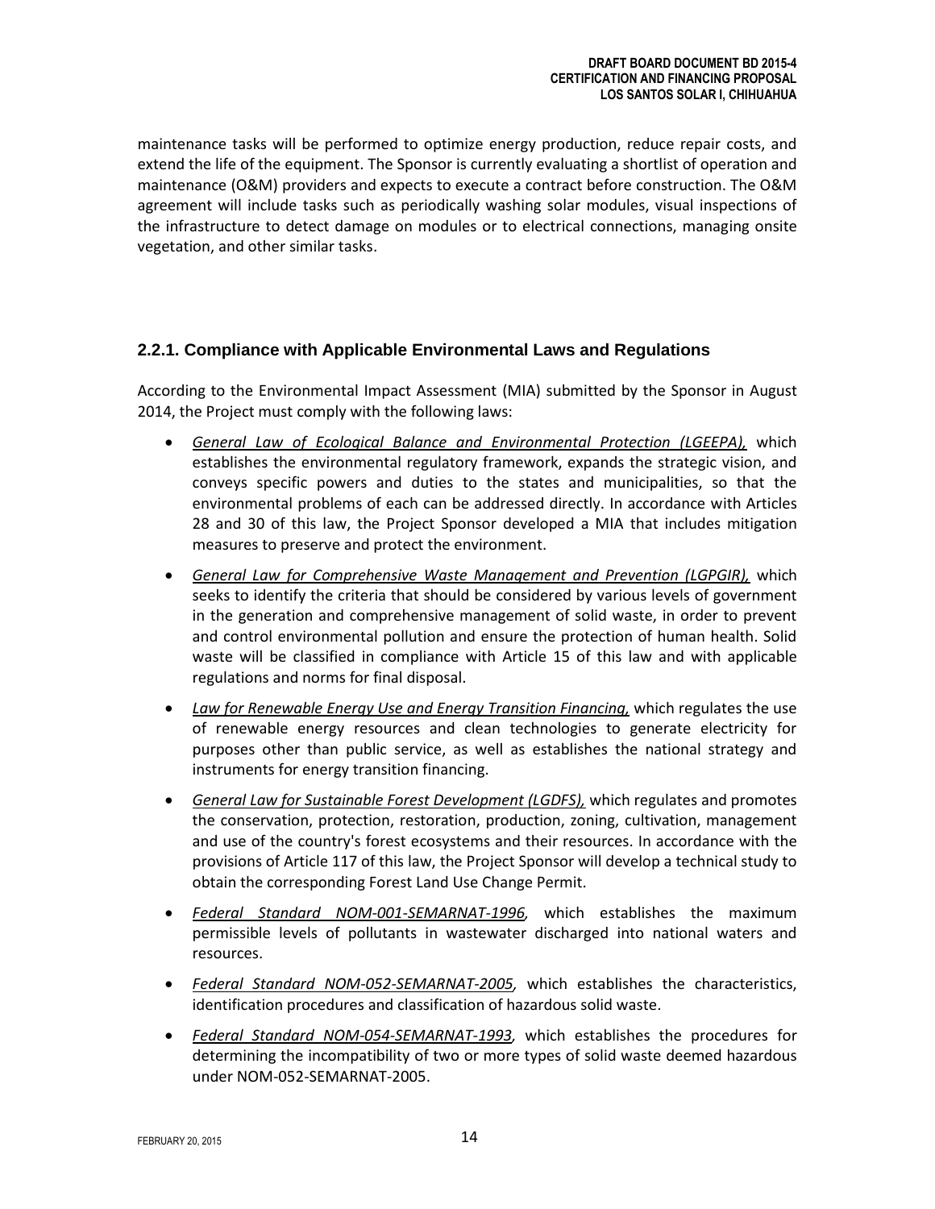maintenance tasks will be performed to optimize energy production, reduce repair costs, and extend the life of the equipment. The Sponsor is currently evaluating a shortlist of operation and maintenance (O&M) providers and expects to execute a contract before construction. The O&M agreement will include tasks such as periodically washing solar modules, visual inspections of the infrastructure to detect damage on modules or to electrical connections, managing onsite vegetation, and other similar tasks.

### 2.2.1. Compliance with Applicable Environmental Laws and Regulations

According to the Environmental Impact Assessment (MIA) submitted by the Sponsor in August 2014, the Project must comply with the following laws:

- *General Law of Ecological Balance and Environmental Protection (LGEEPA),* which establishes the environmental regulatory framework, expands the strategic vision, and conveys specific powers and duties to the states and municipalities, so that the environmental problems of each can be addressed directly. In accordance with Articles 28 and 30 of this law, the Project Sponsor developed a MIA that includes mitigation measures to preserve and protect the environment.
- *General Law for Comprehensive Waste Management and Prevention (LGPGIR),* which seeks to identify the criteria that should be considered by various levels of government in the generation and comprehensive management of solid waste, in order to prevent and control environmental pollution and ensure the protection of human health. Solid waste will be classified in compliance with Article 15 of this law and with applicable regulations and norms for final disposal.
- *Law for Renewable Energy Use and Energy Transition Financing,* which regulates the use of renewable energy resources and clean technologies to generate electricity for purposes other than public service, as well as establishes the national strategy and instruments for energy transition financing.
- *General Law for Sustainable Forest Development (LGDFS),* which regulates and promotes the conservation, protection, restoration, production, zoning, cultivation, management and use of the country's forest ecosystems and their resources. In accordance with the provisions of Article 117 of this law, the Project Sponsor will develop a technical study to obtain the corresponding Forest Land Use Change Permit.
- *Federal Standard NOM-001-SEMARNAT-1996,* which establishes the maximum permissible levels of pollutants in wastewater discharged into national waters and resources.
- *Federal Standard NOM-052-SEMARNAT-2005,* which establishes the characteristics, identification procedures and classification of hazardous solid waste.
- *Federal Standard NOM-054-SEMARNAT-1993,* which establishes the procedures for determining the incompatibility of two or more types of solid waste deemed hazardous under NOM-052-SEMARNAT-2005.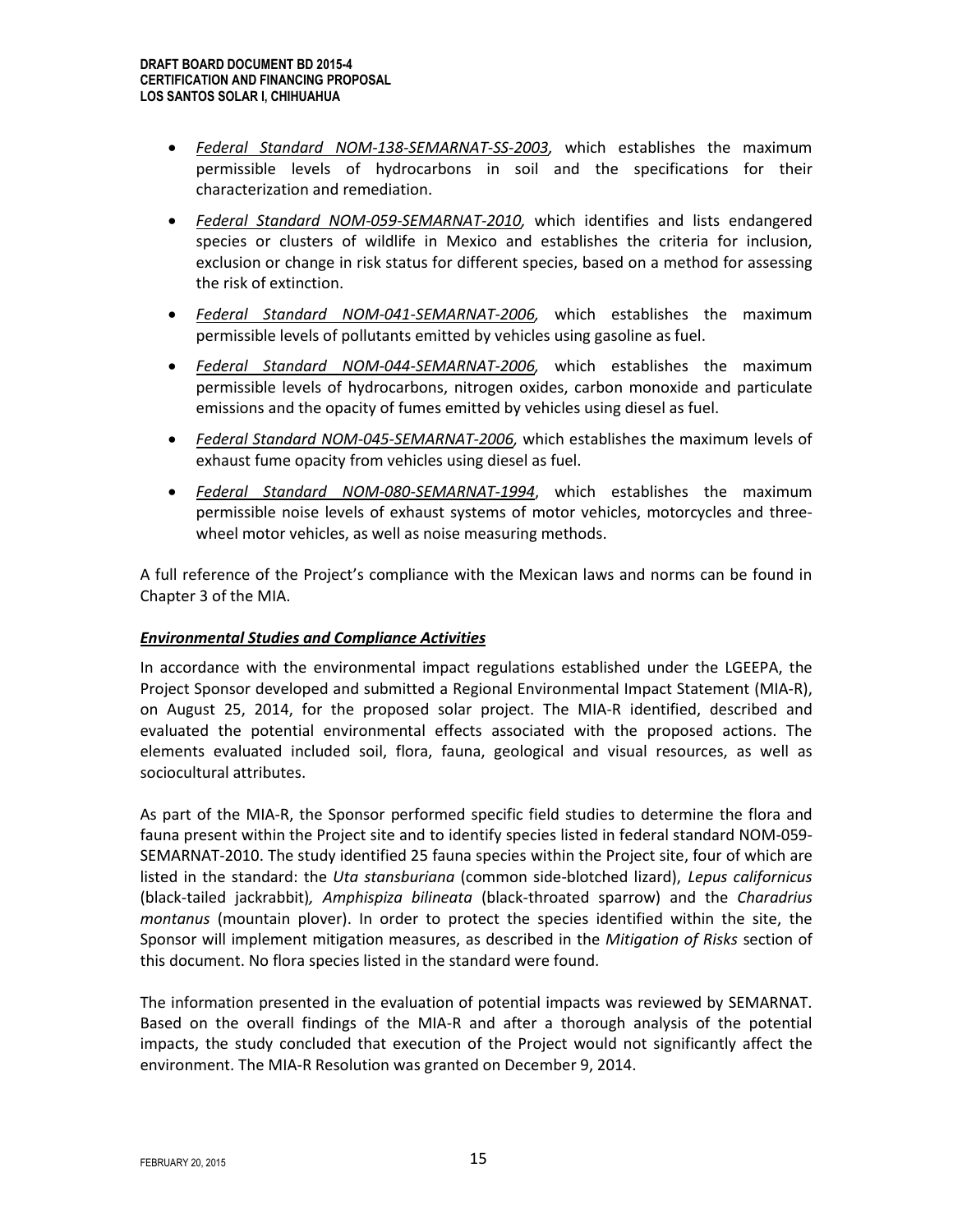- *Federal Standard NOM-138-SEMARNAT-SS-2003,* which establishes the maximum permissible levels of hydrocarbons in soil and the specifications for their characterization and remediation.
- *Federal Standard NOM-059-SEMARNAT-2010,* which identifies and lists endangered species or clusters of wildlife in Mexico and establishes the criteria for inclusion, exclusion or change in risk status for different species, based on a method for assessing the risk of extinction.
- *Federal Standard NOM-041-SEMARNAT-2006,* which establishes the maximum permissible levels of pollutants emitted by vehicles using gasoline as fuel.
- *Federal Standard NOM-044-SEMARNAT-2006,* which establishes the maximum permissible levels of hydrocarbons, nitrogen oxides, carbon monoxide and particulate emissions and the opacity of fumes emitted by vehicles using diesel as fuel.
- *Federal Standard NOM-045-SEMARNAT-2006,* which establishes the maximum levels of exhaust fume opacity from vehicles using diesel as fuel.
- *Federal Standard NOM-080-SEMARNAT-1994*, which establishes the maximum permissible noise levels of exhaust systems of motor vehicles, motorcycles and three-wheel motor vehicles, as well as noise measuring methods.

A full reference of the Project's compliance with the Mexican laws and norms can be found in Chapter 3 of the MIA.

***Environmental Studies and Compliance Activities***

In accordance with the environmental impact regulations established under the LGEEPA, the Project Sponsor developed and submitted a Regional Environmental Impact Statement (MIA-R), on August 25, 2014, for the proposed solar project. The MIA-R identified, described and evaluated the potential environmental effects associated with the proposed actions. The elements evaluated included soil, flora, fauna, geological and visual resources, as well as sociocultural attributes.

As part of the MIA-R, the Sponsor performed specific field studies to determine the flora and fauna present within the Project site and to identify species listed in federal standard NOM-059-SEMARNAT-2010. The study identified 25 fauna species within the Project site, four of which are listed in the standard: the *Uta stansburiana* (common side-blotched lizard), *Lepus californicus* (black-tailed jackrabbit)*, Amphispiza bilineata* (black-throated sparrow) and the *Charadrius montanus* (mountain plover). In order to protect the species identified within the site, the Sponsor will implement mitigation measures, as described in the *Mitigation of Risks* section of this document. No flora species listed in the standard were found.

The information presented in the evaluation of potential impacts was reviewed by SEMARNAT. Based on the overall findings of the MIA-R and after a thorough analysis of the potential impacts, the study concluded that execution of the Project would not significantly affect the environment. The MIA-R Resolution was granted on December 9, 2014.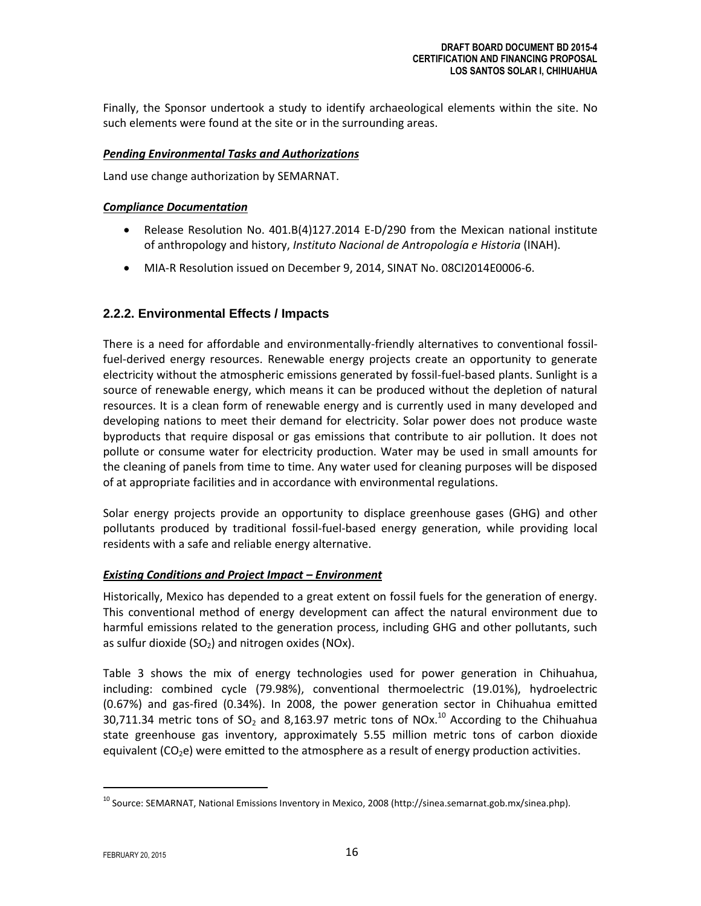Finally, the Sponsor undertook a study to identify archaeological elements within the site. No such elements were found at the site or in the surrounding areas.

***Pending Environmental Tasks and Authorizations***

Land use change authorization by SEMARNAT.

***Compliance Documentation***

- Release Resolution No. 401.B(4)127.2014 E-D/290 from the Mexican national institute of anthropology and history, *Instituto Nacional de Antropología e Historia* (INAH).
- MIA-R Resolution issued on December 9, 2014, SINAT No. 08CI2014E0006-6.

### 2.2.2. Environmental Effects / Impacts

There is a need for affordable and environmentally-friendly alternatives to conventional fossil-fuel-derived energy resources. Renewable energy projects create an opportunity to generate electricity without the atmospheric emissions generated by fossil-fuel-based plants. Sunlight is a source of renewable energy, which means it can be produced without the depletion of natural resources. It is a clean form of renewable energy and is currently used in many developed and developing nations to meet their demand for electricity. Solar power does not produce waste byproducts that require disposal or gas emissions that contribute to air pollution. It does not pollute or consume water for electricity production. Water may be used in small amounts for the cleaning of panels from time to time. Any water used for cleaning purposes will be disposed of at appropriate facilities and in accordance with environmental regulations.

Solar energy projects provide an opportunity to displace greenhouse gases (GHG) and other pollutants produced by traditional fossil-fuel-based energy generation, while providing local residents with a safe and reliable energy alternative.

***Existing Conditions and Project Impact – Environment***

Historically, Mexico has depended to a great extent on fossil fuels for the generation of energy. This conventional method of energy development can affect the natural environment due to harmful emissions related to the generation process, including GHG and other pollutants, such as sulfur dioxide ($SO_2$) and nitrogen oxides (NOx).

Table 3 shows the mix of energy technologies used for power generation in Chihuahua, including: combined cycle (79.98%), conventional thermoelectric (19.01%), hydroelectric (0.67%) and gas-fired (0.34%). In 2008, the power generation sector in Chihuahua emitted 30,711.34 metric tons of $SO_2$ and 8,163.97 metric tons of NOx.[10] According to the Chihuahua state greenhouse gas inventory, approximately 5.55 million metric tons of carbon dioxide equivalent ($CO_2e$) were emitted to the atmosphere as a result of energy production activities.

[10] Source: SEMARNAT, National Emissions Inventory in Mexico, 2008 (http://sinea.semarnat.gob.mx/sinea.php).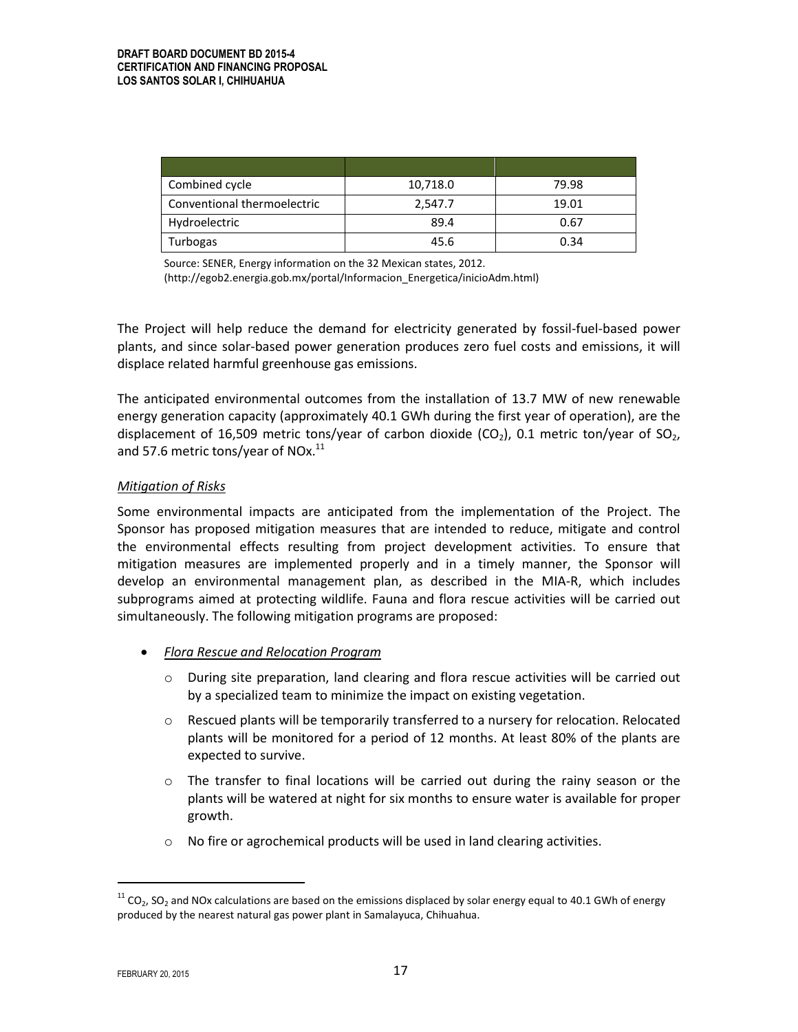| | | |
|---|---|---|
| Combined cycle | 10,718.0 | 79.98 |
| Conventional thermoelectric | 2,547.7 | 19.01 |
| Hydroelectric | 89.4 | 0.67 |
| Turbogas | 45.6 | 0.34 |

Source: SENER, Energy information on the 32 Mexican states, 2012. (http://egob2.energia.gob.mx/portal/Informacion_Energetica/inicioAdm.html)

The Project will help reduce the demand for electricity generated by fossil-fuel-based power plants, and since solar-based power generation produces zero fuel costs and emissions, it will displace related harmful greenhouse gas emissions.

The anticipated environmental outcomes from the installation of 13.7 MW of new renewable energy generation capacity (approximately 40.1 GWh during the first year of operation), are the displacement of 16,509 metric tons/year of carbon dioxide ($CO_2$), 0.1 metric ton/year of $SO_2$, and 57.6 metric tons/year of NOx.[11]

*Mitigation of Risks*

Some environmental impacts are anticipated from the implementation of the Project. The Sponsor has proposed mitigation measures that are intended to reduce, mitigate and control the environmental effects resulting from project development activities. To ensure that mitigation measures are implemented properly and in a timely manner, the Sponsor will develop an environmental management plan, as described in the MIA-R, which includes subprograms aimed at protecting wildlife. Fauna and flora rescue activities will be carried out simultaneously. The following mitigation programs are proposed:

- *Flora Rescue and Relocation Program*
  - During site preparation, land clearing and flora rescue activities will be carried out by a specialized team to minimize the impact on existing vegetation.
  - Rescued plants will be temporarily transferred to a nursery for relocation. Relocated plants will be monitored for a period of 12 months. At least 80% of the plants are expected to survive.
  - The transfer to final locations will be carried out during the rainy season or the plants will be watered at night for six months to ensure water is available for proper growth.
  - No fire or agrochemical products will be used in land clearing activities.

[11] $CO_2$, $SO_2$ and NOx calculations are based on the emissions displaced by solar energy equal to 40.1 GWh of energy produced by the nearest natural gas power plant in Samalayuca, Chihuahua.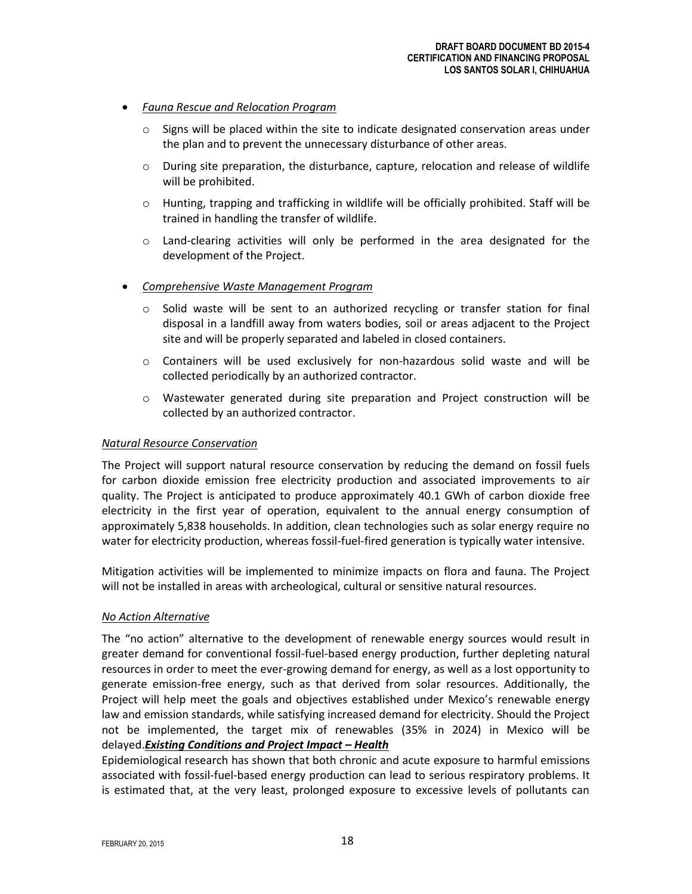- *Fauna Rescue and Relocation Program*
  - Signs will be placed within the site to indicate designated conservation areas under the plan and to prevent the unnecessary disturbance of other areas.
  - During site preparation, the disturbance, capture, relocation and release of wildlife will be prohibited.
  - Hunting, trapping and trafficking in wildlife will be officially prohibited. Staff will be trained in handling the transfer of wildlife.
  - Land-clearing activities will only be performed in the area designated for the development of the Project.

- *Comprehensive Waste Management Program*
  - Solid waste will be sent to an authorized recycling or transfer station for final disposal in a landfill away from waters bodies, soil or areas adjacent to the Project site and will be properly separated and labeled in closed containers.
  - Containers will be used exclusively for non-hazardous solid waste and will be collected periodically by an authorized contractor.
  - Wastewater generated during site preparation and Project construction will be collected by an authorized contractor.

*Natural Resource Conservation*

The Project will support natural resource conservation by reducing the demand on fossil fuels for carbon dioxide emission free electricity production and associated improvements to air quality. The Project is anticipated to produce approximately 40.1 GWh of carbon dioxide free electricity in the first year of operation, equivalent to the annual energy consumption of approximately 5,838 households. In addition, clean technologies such as solar energy require no water for electricity production, whereas fossil-fuel-fired generation is typically water intensive.

Mitigation activities will be implemented to minimize impacts on flora and fauna. The Project will not be installed in areas with archeological, cultural or sensitive natural resources.

*No Action Alternative*

The "no action" alternative to the development of renewable energy sources would result in greater demand for conventional fossil-fuel-based energy production, further depleting natural resources in order to meet the ever-growing demand for energy, as well as a lost opportunity to generate emission-free energy, such as that derived from solar resources. Additionally, the Project will help meet the goals and objectives established under Mexico's renewable energy law and emission standards, while satisfying increased demand for electricity. Should the Project not be implemented, the target mix of renewables (35% in 2024) in Mexico will be delayed.

***Existing Conditions and Project Impact – Health***

Epidemiological research has shown that both chronic and acute exposure to harmful emissions associated with fossil-fuel-based energy production can lead to serious respiratory problems. It is estimated that, at the very least, prolonged exposure to excessive levels of pollutants can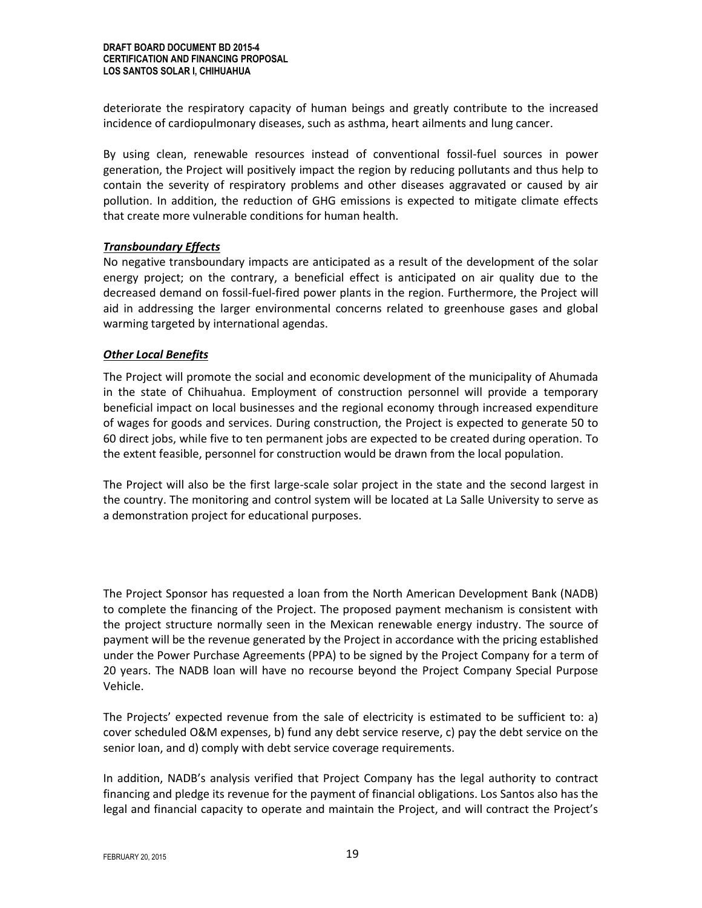deteriorate the respiratory capacity of human beings and greatly contribute to the increased incidence of cardiopulmonary diseases, such as asthma, heart ailments and lung cancer.

By using clean, renewable resources instead of conventional fossil-fuel sources in power generation, the Project will positively impact the region by reducing pollutants and thus help to contain the severity of respiratory problems and other diseases aggravated or caused by air pollution. In addition, the reduction of GHG emissions is expected to mitigate climate effects that create more vulnerable conditions for human health.

***Transboundary Effects***

No negative transboundary impacts are anticipated as a result of the development of the solar energy project; on the contrary, a beneficial effect is anticipated on air quality due to the decreased demand on fossil-fuel-fired power plants in the region. Furthermore, the Project will aid in addressing the larger environmental concerns related to greenhouse gases and global warming targeted by international agendas.

***Other Local Benefits***

The Project will promote the social and economic development of the municipality of Ahumada in the state of Chihuahua. Employment of construction personnel will provide a temporary beneficial impact on local businesses and the regional economy through increased expenditure of wages for goods and services. During construction, the Project is expected to generate 50 to 60 direct jobs, while five to ten permanent jobs are expected to be created during operation. To the extent feasible, personnel for construction would be drawn from the local population.

The Project will also be the first large-scale solar project in the state and the second largest in the country. The monitoring and control system will be located at La Salle University to serve as a demonstration project for educational purposes.

The Project Sponsor has requested a loan from the North American Development Bank (NADB) to complete the financing of the Project. The proposed payment mechanism is consistent with the project structure normally seen in the Mexican renewable energy industry. The source of payment will be the revenue generated by the Project in accordance with the pricing established under the Power Purchase Agreements (PPA) to be signed by the Project Company for a term of 20 years. The NADB loan will have no recourse beyond the Project Company Special Purpose Vehicle.

The Projects' expected revenue from the sale of electricity is estimated to be sufficient to: a) cover scheduled O&M expenses, b) fund any debt service reserve, c) pay the debt service on the senior loan, and d) comply with debt service coverage requirements.

In addition, NADB's analysis verified that Project Company has the legal authority to contract financing and pledge its revenue for the payment of financial obligations. Los Santos also has the legal and financial capacity to operate and maintain the Project, and will contract the Project's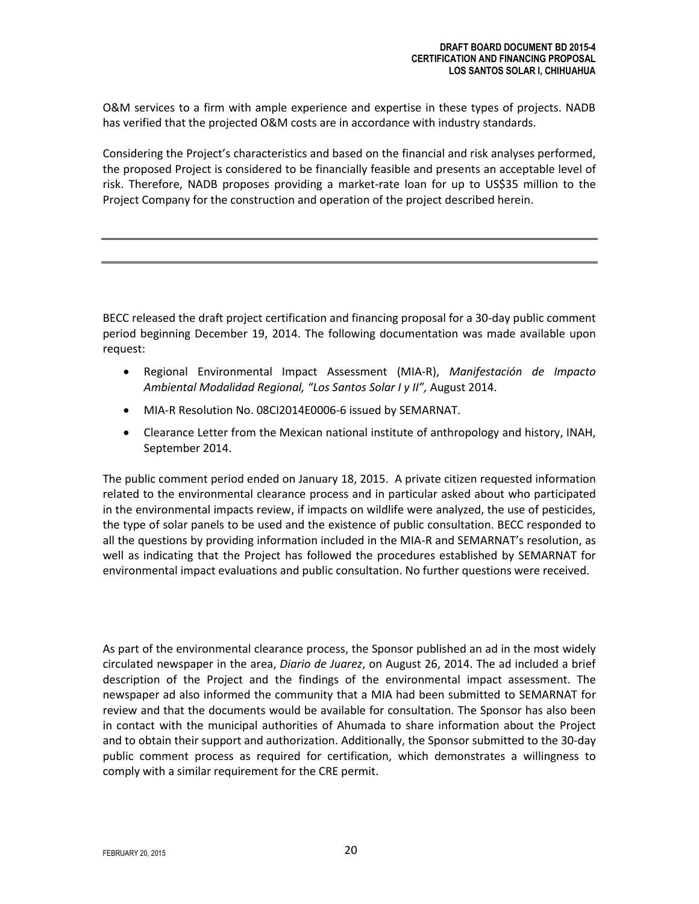O&M services to a firm with ample experience and expertise in these types of projects. NADB has verified that the projected O&M costs are in accordance with industry standards.

Considering the Project's characteristics and based on the financial and risk analyses performed, the proposed Project is considered to be financially feasible and presents an acceptable level of risk. Therefore, NADB proposes providing a market-rate loan for up to US$35 million to the Project Company for the construction and operation of the project described herein.

---

---

BECC released the draft project certification and financing proposal for a 30-day public comment period beginning December 19, 2014. The following documentation was made available upon request:

- Regional Environmental Impact Assessment (MIA-R), *Manifestación de Impacto Ambiental Modalidad Regional, "Los Santos Solar I y II",* August 2014.
- MIA-R Resolution No. 08CI2014E0006-6 issued by SEMARNAT.
- Clearance Letter from the Mexican national institute of anthropology and history, INAH, September 2014.

The public comment period ended on January 18, 2015. A private citizen requested information related to the environmental clearance process and in particular asked about who participated in the environmental impacts review, if impacts on wildlife were analyzed, the use of pesticides, the type of solar panels to be used and the existence of public consultation. BECC responded to all the questions by providing information included in the MIA-R and SEMARNAT's resolution, as well as indicating that the Project has followed the procedures established by SEMARNAT for environmental impact evaluations and public consultation. No further questions were received.

As part of the environmental clearance process, the Sponsor published an ad in the most widely circulated newspaper in the area, *Diario de Juarez*, on August 26, 2014. The ad included a brief description of the Project and the findings of the environmental impact assessment. The newspaper ad also informed the community that a MIA had been submitted to SEMARNAT for review and that the documents would be available for consultation. The Sponsor has also been in contact with the municipal authorities of Ahumada to share information about the Project and to obtain their support and authorization. Additionally, the Sponsor submitted to the 30-day public comment process as required for certification, which demonstrates a willingness to comply with a similar requirement for the CRE permit.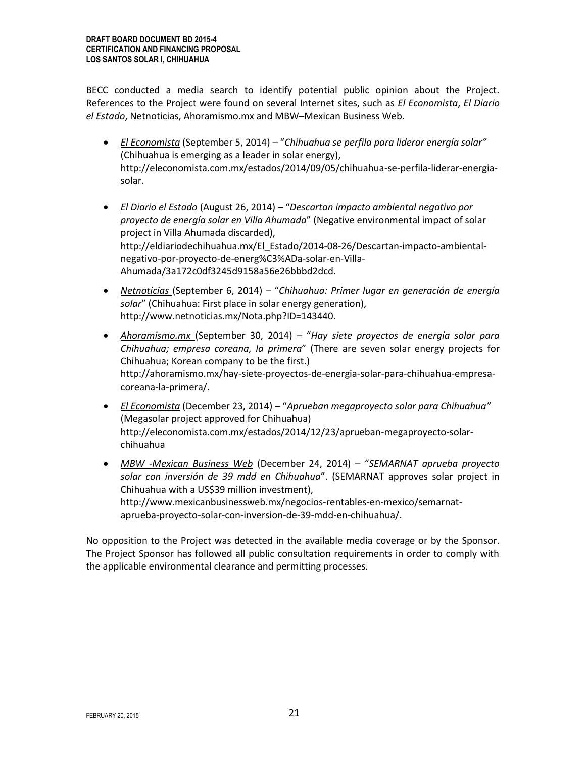BECC conducted a media search to identify potential public opinion about the Project. References to the Project were found on several Internet sites, such as *El Economista*, *El Diario el Estado*, Netnoticias, Ahoramismo.mx and MBW–Mexican Business Web.

- *El Economista* (September 5, 2014) – "*Chihuahua se perfila para liderar energía solar"* (Chihuahua is emerging as a leader in solar energy), http://eleconomista.com.mx/estados/2014/09/05/chihuahua-se-perfila-liderar-energia-solar.
- *El Diario el Estado* (August 26, 2014) – "*Descartan impacto ambiental negativo por proyecto de energía solar en Villa Ahumada*" (Negative environmental impact of solar project in Villa Ahumada discarded), http://eldiariodechihuahua.mx/El_Estado/2014-08-26/Descartan-impacto-ambiental-negativo-por-proyecto-de-energ%C3%ADa-solar-en-Villa-Ahumada/3a172c0df3245d9158a56e26bbbd2dcd.
- *Netnoticias* (September 6, 2014) – "*Chihuahua: Primer lugar en generación de energía solar*" (Chihuahua: First place in solar energy generation), http://www.netnoticias.mx/Nota.php?ID=143440.
- *Ahoramismo.mx* (September 30, 2014) – "*Hay siete proyectos de energía solar para Chihuahua; empresa coreana, la primera*" (There are seven solar energy projects for Chihuahua; Korean company to be the first.) http://ahoramismo.mx/hay-siete-proyectos-de-energia-solar-para-chihuahua-empresa-coreana-la-primera/.
- *El Economista* (December 23, 2014) – "*Aprueban megaproyecto solar para Chihuahua"* (Megasolar project approved for Chihuahua) http://eleconomista.com.mx/estados/2014/12/23/aprueban-megaproyecto-solar-chihuahua
- *MBW -Mexican Business Web* (December 24, 2014) – "*SEMARNAT aprueba proyecto solar con inversión de 39 mdd en Chihuahua*". (SEMARNAT approves solar project in Chihuahua with a US$39 million investment), http://www.mexicanbusinessweb.mx/negocios-rentables-en-mexico/semarnat-aprueba-proyecto-solar-con-inversion-de-39-mdd-en-chihuahua/.

No opposition to the Project was detected in the available media coverage or by the Sponsor. The Project Sponsor has followed all public consultation requirements in order to comply with the applicable environmental clearance and permitting processes.